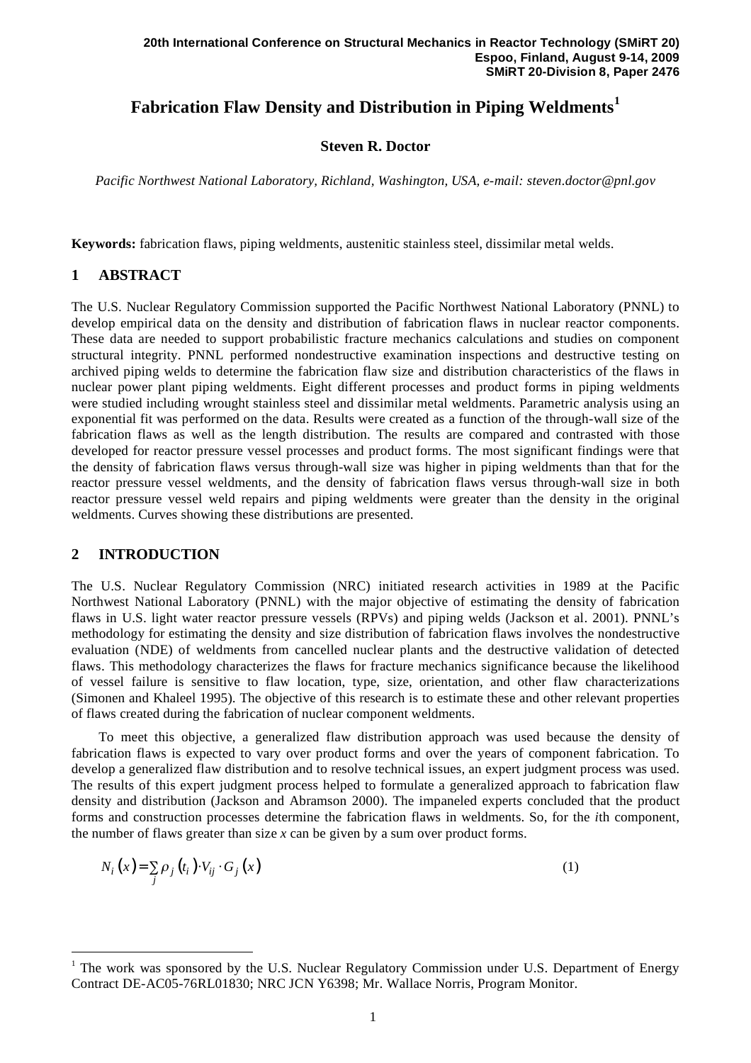# Fabrication Flaw Density and Distribution in Piping Weldments[1]

**Steven R. Doctor**

*Pacific Northwest National Laboratory, Richland, Washington, USA, e-mail: steven.doctor@pnl.gov*

**Keywords:** fabrication flaws, piping weldments, austenitic stainless steel, dissimilar metal welds.

## 1 ABSTRACT

The U.S. Nuclear Regulatory Commission supported the Pacific Northwest National Laboratory (PNNL) to develop empirical data on the density and distribution of fabrication flaws in nuclear reactor components. These data are needed to support probabilistic fracture mechanics calculations and studies on component structural integrity. PNNL performed nondestructive examination inspections and destructive testing on archived piping welds to determine the fabrication flaw size and distribution characteristics of the flaws in nuclear power plant piping weldments. Eight different processes and product forms in piping weldments were studied including wrought stainless steel and dissimilar metal weldments. Parametric analysis using an exponential fit was performed on the data. Results were created as a function of the through-wall size of the fabrication flaws as well as the length distribution. The results are compared and contrasted with those developed for reactor pressure vessel processes and product forms. The most significant findings were that the density of fabrication flaws versus through-wall size was higher in piping weldments than that for the reactor pressure vessel weldments, and the density of fabrication flaws versus through-wall size in both reactor pressure vessel weld repairs and piping weldments were greater than the density in the original weldments. Curves showing these distributions are presented.

## 2 INTRODUCTION

The U.S. Nuclear Regulatory Commission (NRC) initiated research activities in 1989 at the Pacific Northwest National Laboratory (PNNL) with the major objective of estimating the density of fabrication flaws in U.S. light water reactor pressure vessels (RPVs) and piping welds (Jackson et al. 2001). PNNL's methodology for estimating the density and size distribution of fabrication flaws involves the nondestructive evaluation (NDE) of weldments from cancelled nuclear plants and the destructive validation of detected flaws. This methodology characterizes the flaws for fracture mechanics significance because the likelihood of vessel failure is sensitive to flaw location, type, size, orientation, and other flaw characterizations (Simonen and Khaleel 1995). The objective of this research is to estimate these and other relevant properties of flaws created during the fabrication of nuclear component weldments.

To meet this objective, a generalized flaw distribution approach was used because the density of fabrication flaws is expected to vary over product forms and over the years of component fabrication. To develop a generalized flaw distribution and to resolve technical issues, an expert judgment process was used. The results of this expert judgment process helped to formulate a generalized approach to fabrication flaw density and distribution (Jackson and Abramson 2000). The impaneled experts concluded that the product forms and construction processes determine the fabrication flaws in weldments. So, for the *i*th component, the number of flaws greater than size *x* can be given by a sum over product forms.

$$N_i(x) = \sum_j \rho_j(t_i) \cdot V_{ij} \cdot G_j(x) \quad (1)$$

[1] The work was sponsored by the U.S. Nuclear Regulatory Commission under U.S. Department of Energy Contract DE-AC05-76RL01830; NRC JCN Y6398; Mr. Wallace Norris, Program Monitor.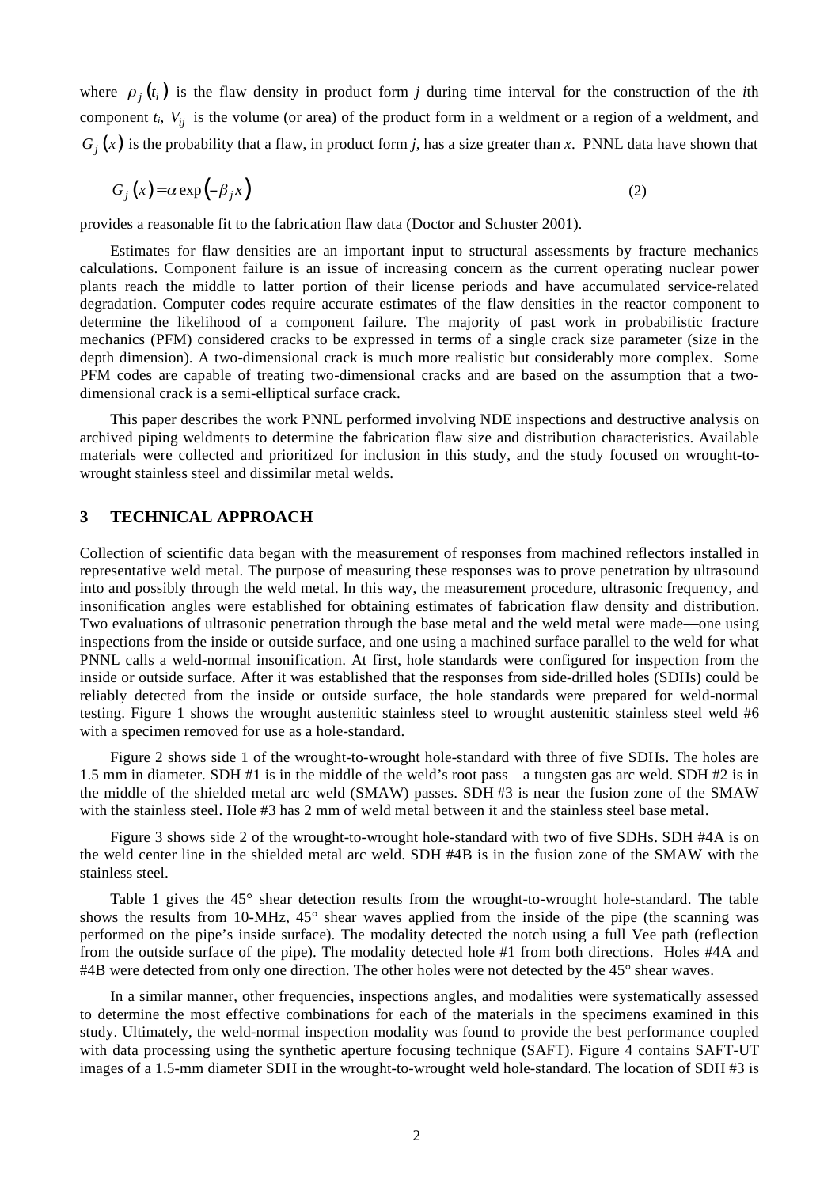where $\rho_j(t_i)$ is the flaw density in product form *j* during time interval for the construction of the *i*th component $t_i$, $V_{ij}$ is the volume (or area) of the product form in a weldment or a region of a weldment, and $G_j(x)$ is the probability that a flaw, in product form *j*, has a size greater than *x*. PNNL data have shown that

$$G_j(x) = \alpha \exp(-\beta_j x) \tag{2}$$

provides a reasonable fit to the fabrication flaw data (Doctor and Schuster 2001).

Estimates for flaw densities are an important input to structural assessments by fracture mechanics calculations. Component failure is an issue of increasing concern as the current operating nuclear power plants reach the middle to latter portion of their license periods and have accumulated service-related degradation. Computer codes require accurate estimates of the flaw densities in the reactor component to determine the likelihood of a component failure. The majority of past work in probabilistic fracture mechanics (PFM) considered cracks to be expressed in terms of a single crack size parameter (size in the depth dimension). A two-dimensional crack is much more realistic but considerably more complex. Some PFM codes are capable of treating two-dimensional cracks and are based on the assumption that a two-dimensional crack is a semi-elliptical surface crack.

This paper describes the work PNNL performed involving NDE inspections and destructive analysis on archived piping weldments to determine the fabrication flaw size and distribution characteristics. Available materials were collected and prioritized for inclusion in this study, and the study focused on wrought-to-wrought stainless steel and dissimilar metal welds.

## 3 TECHNICAL APPROACH

Collection of scientific data began with the measurement of responses from machined reflectors installed in representative weld metal. The purpose of measuring these responses was to prove penetration by ultrasound into and possibly through the weld metal. In this way, the measurement procedure, ultrasonic frequency, and insonification angles were established for obtaining estimates of fabrication flaw density and distribution. Two evaluations of ultrasonic penetration through the base metal and the weld metal were made—one using inspections from the inside or outside surface, and one using a machined surface parallel to the weld for what PNNL calls a weld-normal insonification. At first, hole standards were configured for inspection from the inside or outside surface. After it was established that the responses from side-drilled holes (SDHs) could be reliably detected from the inside or outside surface, the hole standards were prepared for weld-normal testing. Figure 1 shows the wrought austenitic stainless steel to wrought austenitic stainless steel weld #6 with a specimen removed for use as a hole-standard.

Figure 2 shows side 1 of the wrought-to-wrought hole-standard with three of five SDHs. The holes are 1.5 mm in diameter. SDH #1 is in the middle of the weld's root pass—a tungsten gas arc weld. SDH #2 is in the middle of the shielded metal arc weld (SMAW) passes. SDH #3 is near the fusion zone of the SMAW with the stainless steel. Hole #3 has 2 mm of weld metal between it and the stainless steel base metal.

Figure 3 shows side 2 of the wrought-to-wrought hole-standard with two of five SDHs. SDH #4A is on the weld center line in the shielded metal arc weld. SDH #4B is in the fusion zone of the SMAW with the stainless steel.

Table 1 gives the 45° shear detection results from the wrought-to-wrought hole-standard. The table shows the results from 10-MHz, 45° shear waves applied from the inside of the pipe (the scanning was performed on the pipe's inside surface). The modality detected the notch using a full Vee path (reflection from the outside surface of the pipe). The modality detected hole #1 from both directions. Holes #4A and #4B were detected from only one direction. The other holes were not detected by the 45° shear waves.

In a similar manner, other frequencies, inspections angles, and modalities were systematically assessed to determine the most effective combinations for each of the materials in the specimens examined in this study. Ultimately, the weld-normal inspection modality was found to provide the best performance coupled with data processing using the synthetic aperture focusing technique (SAFT). Figure 4 contains SAFT-UT images of a 1.5-mm diameter SDH in the wrought-to-wrought weld hole-standard. The location of SDH #3 is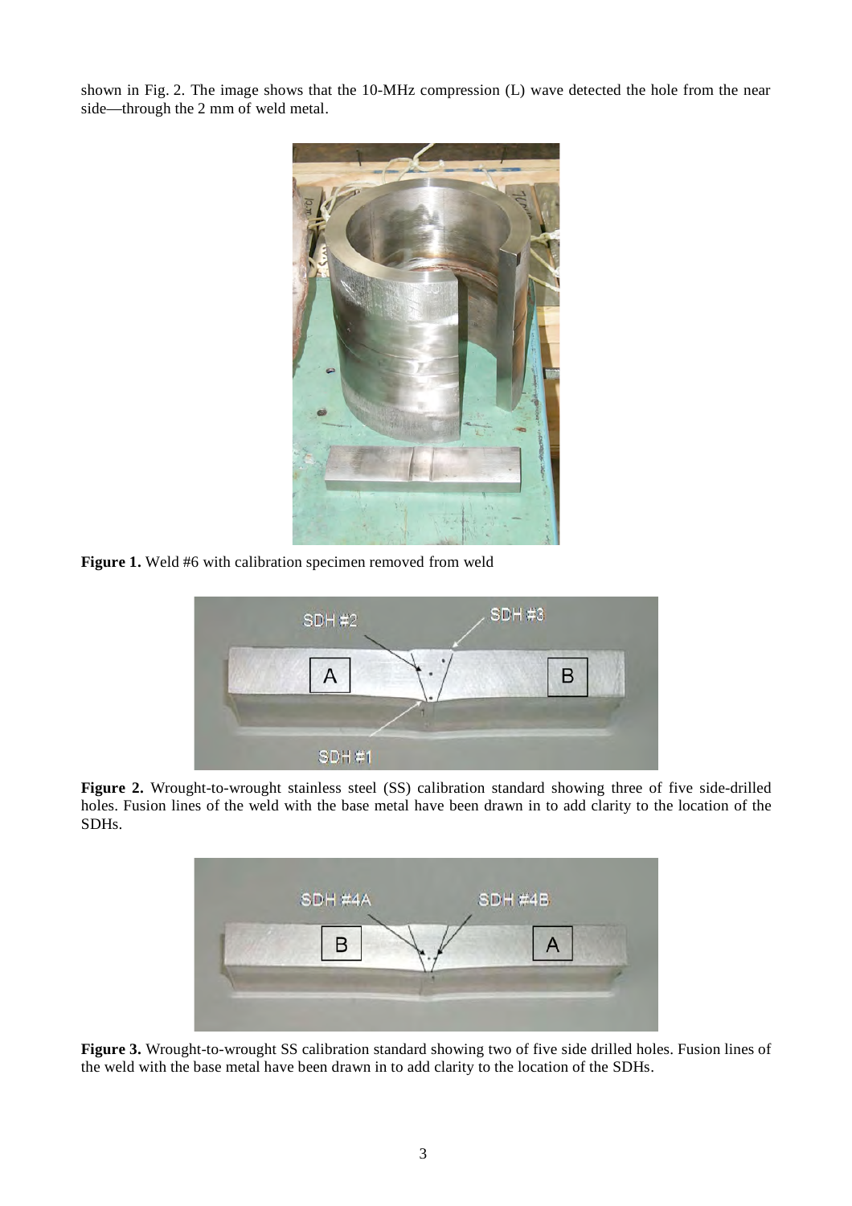shown in Fig. 2. The image shows that the 10-MHz compression (L) wave detected the hole from the near side—through the 2 mm of weld metal.

**Figure 1.** Weld #6 with calibration specimen removed from weld

SDH #2
SDH #3
A
B
SDH #1

**Figure 2.** Wrought-to-wrought stainless steel (SS) calibration standard showing three of five side-drilled holes. Fusion lines of the weld with the base metal have been drawn in to add clarity to the location of the SDHs.

SDH #4A
SDH #4B
B
A

**Figure 3.** Wrought-to-wrought SS calibration standard showing two of five side drilled holes. Fusion lines of the weld with the base metal have been drawn in to add clarity to the location of the SDHs.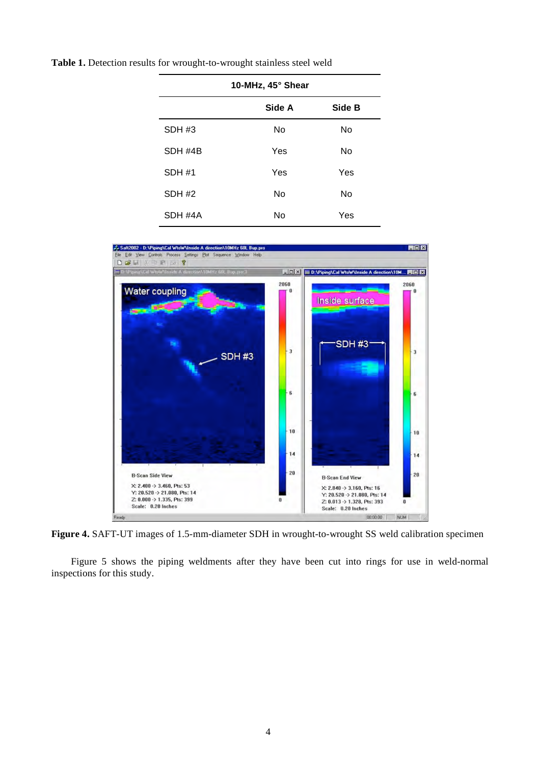**Table 1.** Detection results for wrought-to-wrought stainless steel weld

| 10-MHz, 45° Shear | | |
|---|---|---|
| | Side A | Side B |
| SDH #3 | No | No |
| SDH #4B | Yes | No |
| SDH #1 | Yes | Yes |
| SDH #2 | No | No |
| SDH #4A | No | Yes |

**Figure 4.** SAFT-UT images of 1.5-mm-diameter SDH in wrought-to-wrought SS weld calibration specimen

Figure 5 shows the piping weldments after they have been cut into rings for use in weld-normal inspections for this study.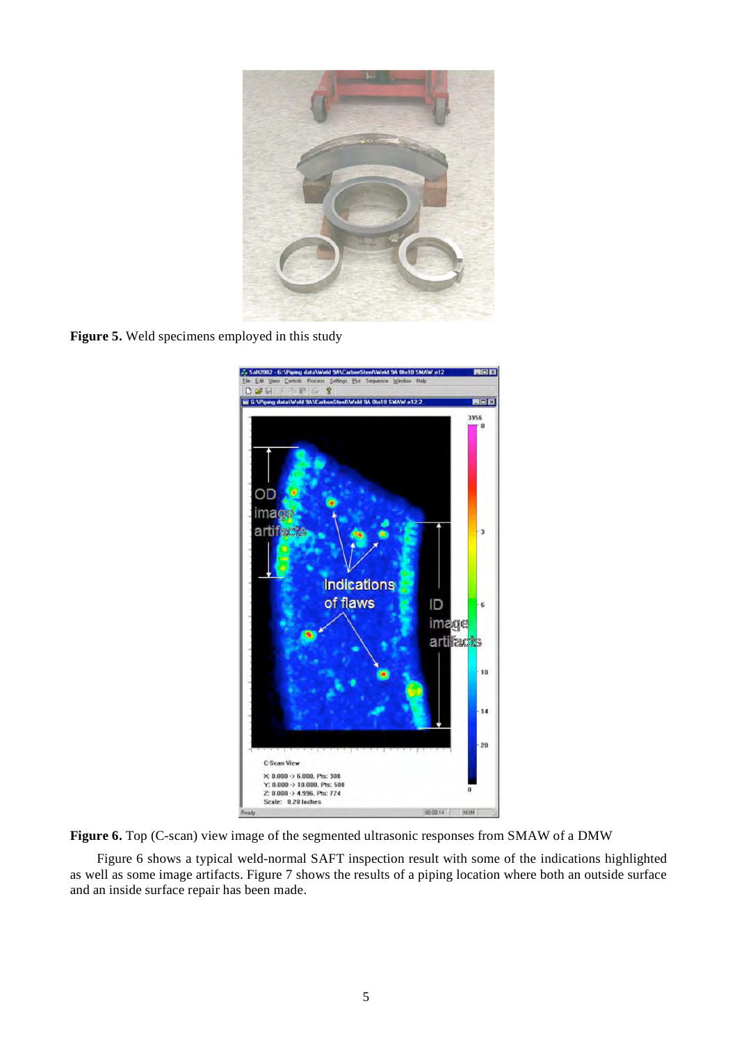**Figure 5.** Weld specimens employed in this study

**Figure 6.** Top (C-scan) view image of the segmented ultrasonic responses from SMAW of a DMW

Figure 6 shows a typical weld-normal SAFT inspection result with some of the indications highlighted as well as some image artifacts. Figure 7 shows the results of a piping location where both an outside surface and an inside surface repair has been made.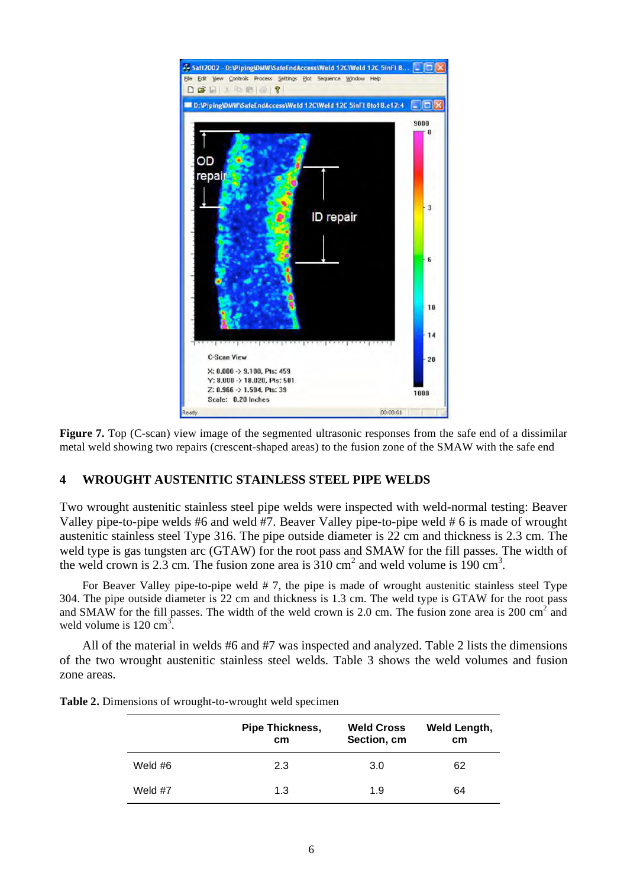Saft2002 - D:\Piping\DMW\SafeEndAccess\Weld 12C\Weld 12C 5inFl 8...

File Edit View Controls Process Settings Plot Sequence Window Help

D:\Piping\DMW\SafeEndAccess\Weld 12C\Weld 12C 5inFl 8to18.e12:4

OD repair

ID repair

9000

0

3

6

10

14

20

1000

C-Scan View

X: 0.000 -> 9.180, Pts: 459

Y: 8.000 -> 18.020, Pts: 501

Z: 0.966 -> 1.504, Pts: 39

Scale: 0.20 Inches

Ready

00:00:01

**Figure 7.** Top (C-scan) view image of the segmented ultrasonic responses from the safe end of a dissimilar metal weld showing two repairs (crescent-shaped areas) to the fusion zone of the SMAW with the safe end

## 4 WROUGHT AUSTENITIC STAINLESS STEEL PIPE WELDS

Two wrought austenitic stainless steel pipe welds were inspected with weld-normal testing: Beaver Valley pipe-to-pipe welds #6 and weld #7. Beaver Valley pipe-to-pipe weld # 6 is made of wrought austenitic stainless steel Type 316. The pipe outside diameter is 22 cm and thickness is 2.3 cm. The weld type is gas tungsten arc (GTAW) for the root pass and SMAW for the fill passes. The width of the weld crown is 2.3 cm. The fusion zone area is 310 $cm^2$ and weld volume is 190 $cm^3$.

For Beaver Valley pipe-to-pipe weld # 7, the pipe is made of wrought austenitic stainless steel Type 304. The pipe outside diameter is 22 cm and thickness is 1.3 cm. The weld type is GTAW for the root pass and SMAW for the fill passes. The width of the weld crown is 2.0 cm. The fusion zone area is 200 $cm^2$ and weld volume is 120 $cm^3$.

All of the material in welds #6 and #7 was inspected and analyzed. Table 2 lists the dimensions of the two wrought austenitic stainless steel welds. Table 3 shows the weld volumes and fusion zone areas.

**Table 2.** Dimensions of wrought-to-wrought weld specimen

| | Pipe Thickness, cm | Weld Cross Section, cm | Weld Length, cm |
|---|---|---|---|
| Weld #6 | 2.3 | 3.0 | 62 |
| Weld #7 | 1.3 | 1.9 | 64 |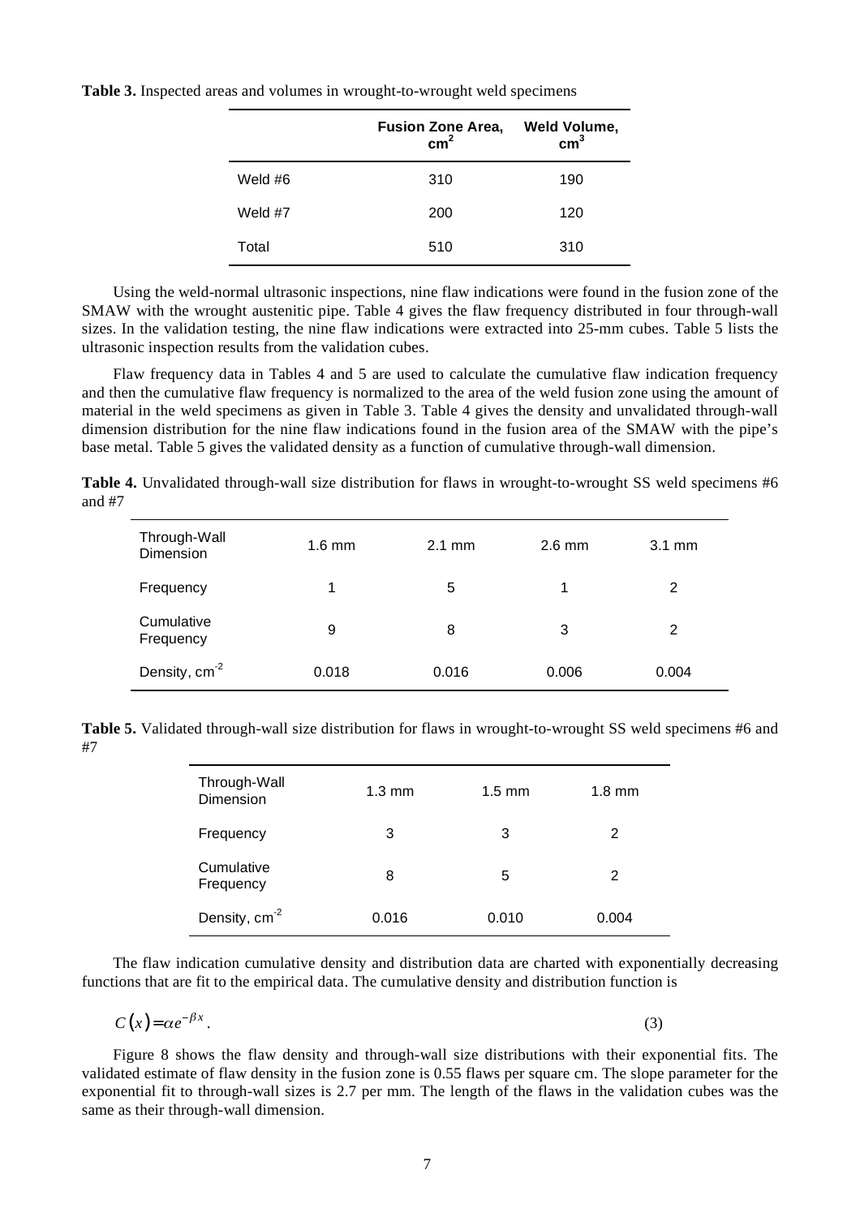**Table 3.** Inspected areas and volumes in wrought-to-wrought weld specimens

| | Fusion Zone Area, $cm^2$ | Weld Volume, $cm^3$ |
|---|---|---|
| Weld #6 | 310 | 190 |
| Weld #7 | 200 | 120 |
| Total | 510 | 310 |

Using the weld-normal ultrasonic inspections, nine flaw indications were found in the fusion zone of the SMAW with the wrought austenitic pipe. Table 4 gives the flaw frequency distributed in four through-wall sizes. In the validation testing, the nine flaw indications were extracted into 25-mm cubes. Table 5 lists the ultrasonic inspection results from the validation cubes.

Flaw frequency data in Tables 4 and 5 are used to calculate the cumulative flaw indication frequency and then the cumulative flaw frequency is normalized to the area of the weld fusion zone using the amount of material in the weld specimens as given in Table 3. Table 4 gives the density and unvalidated through-wall dimension distribution for the nine flaw indications found in the fusion area of the SMAW with the pipe's base metal. Table 5 gives the validated density as a function of cumulative through-wall dimension.

**Table 4.** Unvalidated through-wall size distribution for flaws in wrought-to-wrought SS weld specimens #6 and #7

| Through-Wall Dimension | 1.6 mm | 2.1 mm | 2.6 mm | 3.1 mm |
|---|---|---|---|---|
| Frequency | 1 | 5 | 1 | 2 |
| Cumulative Frequency | 9 | 8 | 3 | 2 |
| Density, $cm^{-2}$ | 0.018 | 0.016 | 0.006 | 0.004 |

**Table 5.** Validated through-wall size distribution for flaws in wrought-to-wrought SS weld specimens #6 and #7

| Through-Wall Dimension | 1.3 mm | 1.5 mm | 1.8 mm |
|---|---|---|---|
| Frequency | 3 | 3 | 2 |
| Cumulative Frequency | 8 | 5 | 2 |
| Density, $cm^{-2}$ | 0.016 | 0.010 | 0.004 |

The flaw indication cumulative density and distribution data are charted with exponentially decreasing functions that are fit to the empirical data. The cumulative density and distribution function is

$$C(x) = \alpha e^{-\beta x}. \tag{3}$$

Figure 8 shows the flaw density and through-wall size distributions with their exponential fits. The validated estimate of flaw density in the fusion zone is 0.55 flaws per square cm. The slope parameter for the exponential fit to through-wall sizes is 2.7 per mm. The length of the flaws in the validation cubes was the same as their through-wall dimension.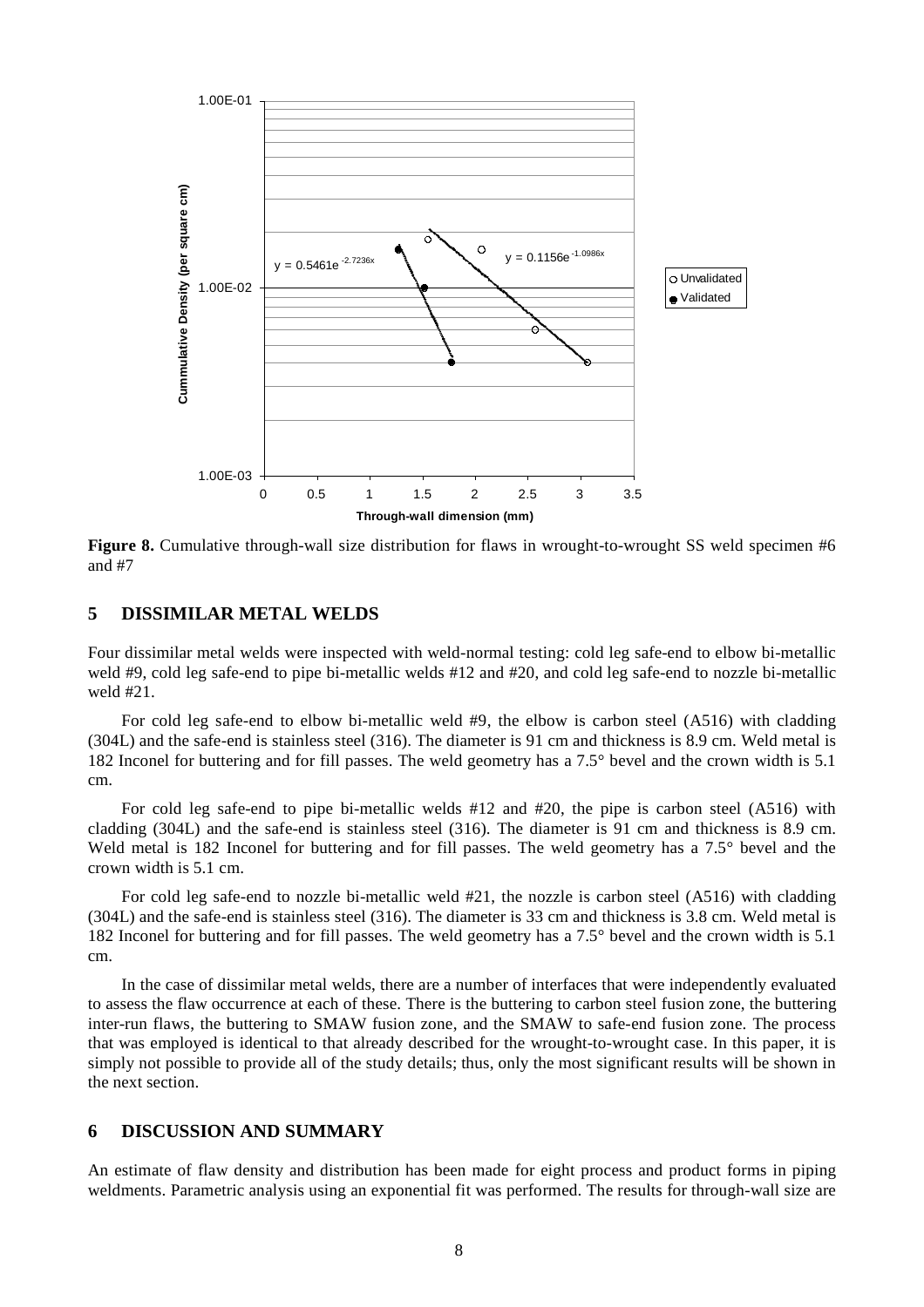1.00E-01

1.00E-02

1.00E-03

Cummulative Density (per square cm)

0 0.5 1 1.5 2 2.5 3 3.5

Through-wall dimension (mm)

$y = 0.5461e^{-2.7236x}$

$y = 0.1156e^{-1.0986x}$

Unvalidated

Validated

**Figure 8.** Cumulative through-wall size distribution for flaws in wrought-to-wrought SS weld specimen #6 and #7

## 5 DISSIMILAR METAL WELDS

Four dissimilar metal welds were inspected with weld-normal testing: cold leg safe-end to elbow bi-metallic weld #9, cold leg safe-end to pipe bi-metallic welds #12 and #20, and cold leg safe-end to nozzle bi-metallic weld #21.

For cold leg safe-end to elbow bi-metallic weld #9, the elbow is carbon steel (A516) with cladding (304L) and the safe-end is stainless steel (316). The diameter is 91 cm and thickness is 8.9 cm. Weld metal is 182 Inconel for buttering and for fill passes. The weld geometry has a 7.5° bevel and the crown width is 5.1 cm.

For cold leg safe-end to pipe bi-metallic welds #12 and #20, the pipe is carbon steel (A516) with cladding (304L) and the safe-end is stainless steel (316). The diameter is 91 cm and thickness is 8.9 cm. Weld metal is 182 Inconel for buttering and for fill passes. The weld geometry has a 7.5° bevel and the crown width is 5.1 cm.

For cold leg safe-end to nozzle bi-metallic weld #21, the nozzle is carbon steel (A516) with cladding (304L) and the safe-end is stainless steel (316). The diameter is 33 cm and thickness is 3.8 cm. Weld metal is 182 Inconel for buttering and for fill passes. The weld geometry has a 7.5° bevel and the crown width is 5.1 cm.

In the case of dissimilar metal welds, there are a number of interfaces that were independently evaluated to assess the flaw occurrence at each of these. There is the buttering to carbon steel fusion zone, the buttering inter-run flaws, the buttering to SMAW fusion zone, and the SMAW to safe-end fusion zone. The process that was employed is identical to that already described for the wrought-to-wrought case. In this paper, it is simply not possible to provide all of the study details; thus, only the most significant results will be shown in the next section.

## 6 DISCUSSION AND SUMMARY

An estimate of flaw density and distribution has been made for eight process and product forms in piping weldments. Parametric analysis using an exponential fit was performed. The results for through-wall size are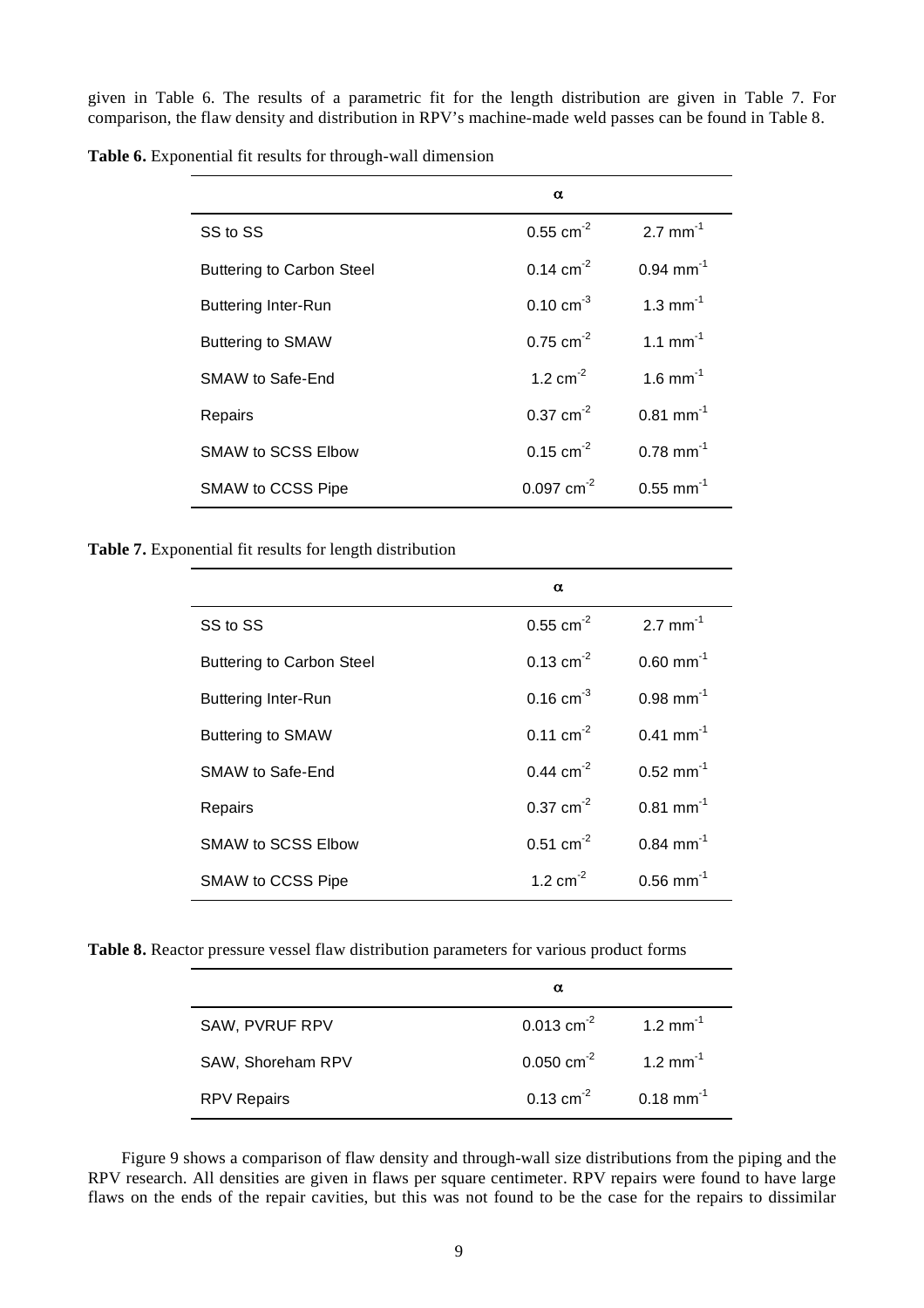given in Table 6. The results of a parametric fit for the length distribution are given in Table 7. For comparison, the flaw density and distribution in RPV's machine-made weld passes can be found in Table 8.

**Table 6.** Exponential fit results for through-wall dimension

| | $\alpha$ | |
|---|---|---|
| SS to SS | 0.55 $cm^{-2}$ | 2.7 $mm^{-1}$ |
| Buttering to Carbon Steel | 0.14 $cm^{-2}$ | 0.94 $mm^{-1}$ |
| Buttering Inter-Run | 0.10 $cm^{-3}$ | 1.3 $mm^{-1}$ |
| Buttering to SMAW | 0.75 $cm^{-2}$ | 1.1 $mm^{-1}$ |
| SMAW to Safe-End | 1.2 $cm^{-2}$ | 1.6 $mm^{-1}$ |
| Repairs | 0.37 $cm^{-2}$ | 0.81 $mm^{-1}$ |
| SMAW to SCSS Elbow | 0.15 $cm^{-2}$ | 0.78 $mm^{-1}$ |
| SMAW to CCSS Pipe | 0.097 $cm^{-2}$ | 0.55 $mm^{-1}$ |

**Table 7.** Exponential fit results for length distribution

| | $\alpha$ | |
|---|---|---|
| SS to SS | 0.55 $cm^{-2}$ | 2.7 $mm^{-1}$ |
| Buttering to Carbon Steel | 0.13 $cm^{-2}$ | 0.60 $mm^{-1}$ |
| Buttering Inter-Run | 0.16 $cm^{-3}$ | 0.98 $mm^{-1}$ |
| Buttering to SMAW | 0.11 $cm^{-2}$ | 0.41 $mm^{-1}$ |
| SMAW to Safe-End | 0.44 $cm^{-2}$ | 0.52 $mm^{-1}$ |
| Repairs | 0.37 $cm^{-2}$ | 0.81 $mm^{-1}$ |
| SMAW to SCSS Elbow | 0.51 $cm^{-2}$ | 0.84 $mm^{-1}$ |
| SMAW to CCSS Pipe | 1.2 $cm^{-2}$ | 0.56 $mm^{-1}$ |

**Table 8.** Reactor pressure vessel flaw distribution parameters for various product forms

| | $\alpha$ | |
|---|---|---|
| SAW, PVRUF RPV | 0.013 $cm^{-2}$ | 1.2 $mm^{-1}$ |
| SAW, Shoreham RPV | 0.050 $cm^{-2}$ | 1.2 $mm^{-1}$ |
| RPV Repairs | 0.13 $cm^{-2}$ | 0.18 $mm^{-1}$ |

Figure 9 shows a comparison of flaw density and through-wall size distributions from the piping and the RPV research. All densities are given in flaws per square centimeter. RPV repairs were found to have large flaws on the ends of the repair cavities, but this was not found to be the case for the repairs to dissimilar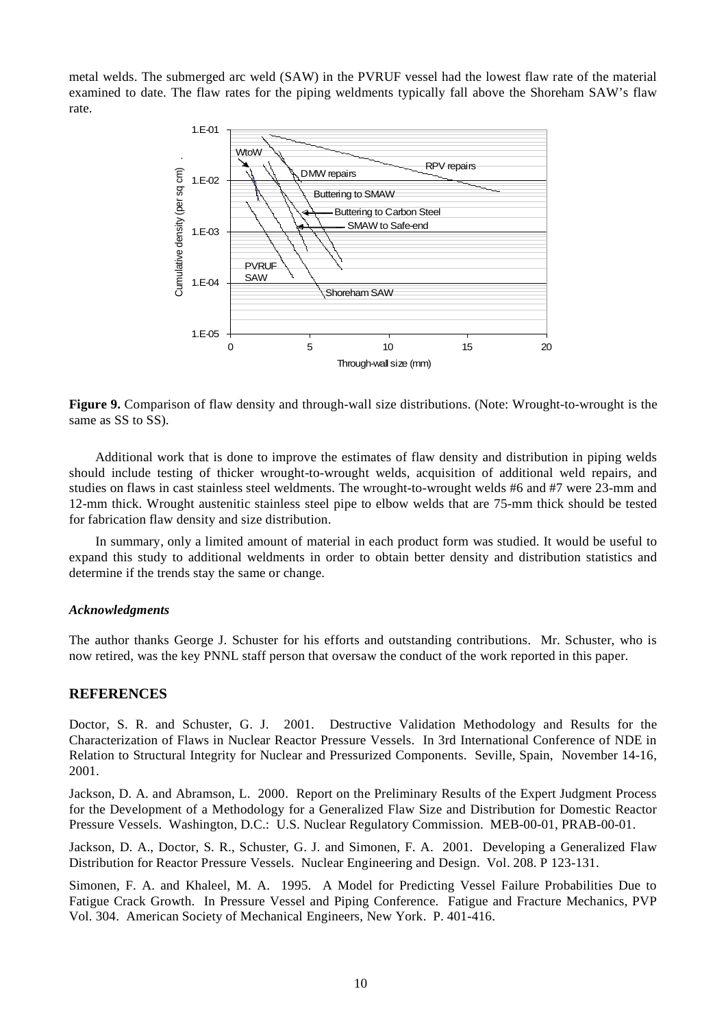metal welds. The submerged arc weld (SAW) in the PVRUF vessel had the lowest flaw rate of the material examined to date. The flaw rates for the piping weldments typically fall above the Shoreham SAW's flaw rate.

1.E-01
1.E-02
1.E-03
1.E-04
1.E-05
Cumulative density (per sq cm)
0
5
10
15
20
Through-wall size (mm)
WtoW
DMW repairs
RPV repairs
Buttering to SMAW
Buttering to Carbon Steel
SMAW to Safe-end
PVRUF SAW
Shoreham SAW

**Figure 9.** Comparison of flaw density and through-wall size distributions. (Note: Wrought-to-wrought is the same as SS to SS).

Additional work that is done to improve the estimates of flaw density and distribution in piping welds should include testing of thicker wrought-to-wrought welds, acquisition of additional weld repairs, and studies on flaws in cast stainless steel weldments. The wrought-to-wrought welds #6 and #7 were 23-mm and 12-mm thick. Wrought austenitic stainless steel pipe to elbow welds that are 75-mm thick should be tested for fabrication flaw density and size distribution.

In summary, only a limited amount of material in each product form was studied. It would be useful to expand this study to additional weldments in order to obtain better density and distribution statistics and determine if the trends stay the same or change.

### *Acknowledgments*

The author thanks George J. Schuster for his efforts and outstanding contributions. Mr. Schuster, who is now retired, was the key PNNL staff person that oversaw the conduct of the work reported in this paper.

## REFERENCES

Doctor, S. R. and Schuster, G. J. 2001. Destructive Validation Methodology and Results for the Characterization of Flaws in Nuclear Reactor Pressure Vessels. In 3rd International Conference of NDE in Relation to Structural Integrity for Nuclear and Pressurized Components. Seville, Spain, November 14-16, 2001.

Jackson, D. A. and Abramson, L. 2000. Report on the Preliminary Results of the Expert Judgment Process for the Development of a Methodology for a Generalized Flaw Size and Distribution for Domestic Reactor Pressure Vessels. Washington, D.C.: U.S. Nuclear Regulatory Commission. MEB-00-01, PRAB-00-01.

Jackson, D. A., Doctor, S. R., Schuster, G. J. and Simonen, F. A. 2001. Developing a Generalized Flaw Distribution for Reactor Pressure Vessels. Nuclear Engineering and Design. Vol. 208. P 123-131.

Simonen, F. A. and Khaleel, M. A. 1995. A Model for Predicting Vessel Failure Probabilities Due to Fatigue Crack Growth. In Pressure Vessel and Piping Conference. Fatigue and Fracture Mechanics, PVP Vol. 304. American Society of Mechanical Engineers, New York. P. 401-416.